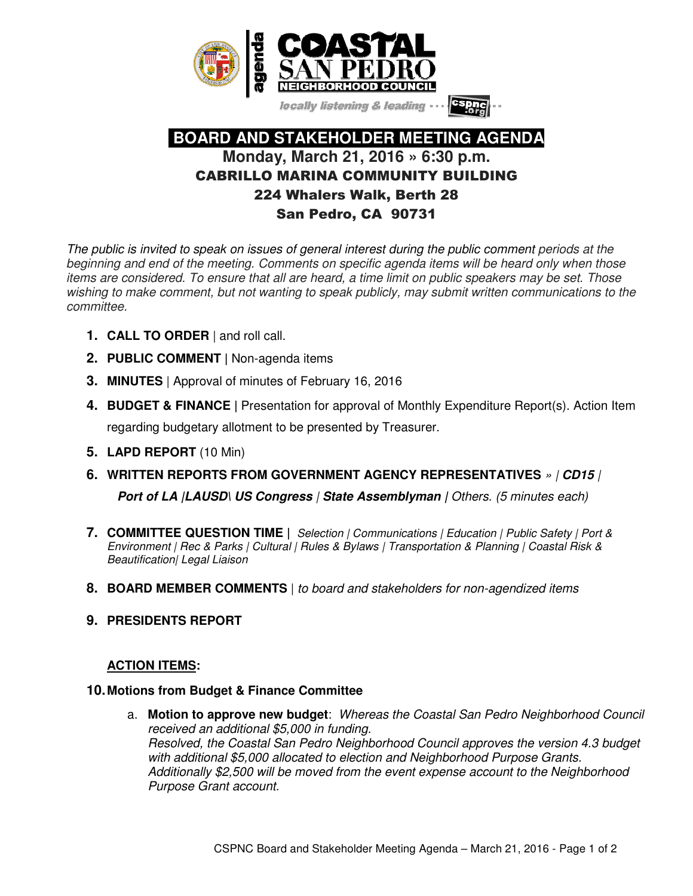# COASTAL SAN PEDRO NEIGHBORHOOD COUNCIL

agenda

*locally listening & leading* ··· cspnc.org

## BOARD AND STAKEHOLDER MEETING AGENDA

**Monday, March 21, 2016 » 6:30 p.m.**

**CABRILLO MARINA COMMUNITY BUILDING**

**224 Whalers Walk, Berth 28**

**San Pedro, CA 90731**

*The public is invited to speak on issues of general interest during the public comment periods at the beginning and end of the meeting. Comments on specific agenda items will be heard only when those items are considered. To ensure that all are heard, a time limit on public speakers may be set. Those wishing to make comment, but not wanting to speak publicly, may submit written communications to the committee.*

1. **CALL TO ORDER** | and roll call.
2. **PUBLIC COMMENT** | Non-agenda items
3. **MINUTES** | Approval of minutes of February 16, 2016
4. **BUDGET & FINANCE** | Presentation for approval of Monthly Expenditure Report(s). Action Item regarding budgetary allotment to be presented by Treasurer.
5. **LAPD REPORT** (10 Min)
6. **WRITTEN REPORTS FROM GOVERNMENT AGENCY REPRESENTATIVES** *» | **CD15** | **Port of LA |LAUSD\ US Congress** | **State Assemblyman** | Others. (5 minutes each)*
7. **COMMITTEE QUESTION TIME |** *Selection | Communications | Education | Public Safety | Port & Environment | Rec & Parks | Cultural | Rules & Bylaws | Transportation & Planning | Coastal Risk & Beautification| Legal Liaison*
8. **BOARD MEMBER COMMENTS** | *to board and stakeholders for non-agendized items*
9. **PRESIDENTS REPORT**

**ACTION ITEMS:**

10. **Motions from Budget & Finance Committee**

    a. **Motion to approve new budget**: *Whereas the Coastal San Pedro Neighborhood Council received an additional $5,000 in funding.*
    *Resolved, the Coastal San Pedro Neighborhood Council approves the version 4.3 budget with additional $5,000 allocated to election and Neighborhood Purpose Grants.*
    *Additionally $2,500 will be moved from the event expense account to the Neighborhood Purpose Grant account.*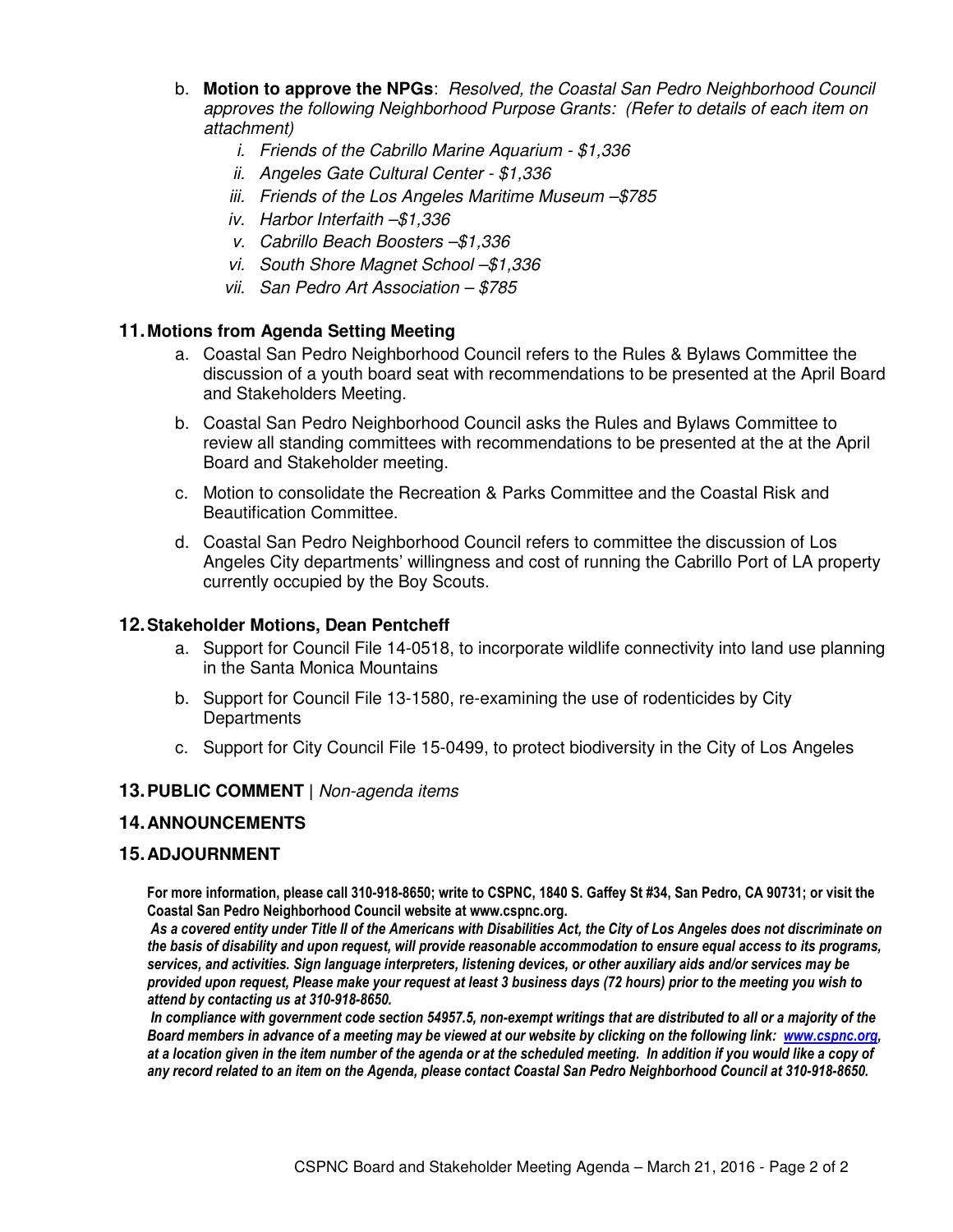b. **Motion to approve the NPGs**: *Resolved, the Coastal San Pedro Neighborhood Council approves the following Neighborhood Purpose Grants: (Refer to details of each item on attachment)*
   i. *Friends of the Cabrillo Marine Aquarium - $1,336*
   ii. *Angeles Gate Cultural Center - $1,336*
   iii. *Friends of the Los Angeles Maritime Museum –$785*
   iv. *Harbor Interfaith –$1,336*
   v. *Cabrillo Beach Boosters –$1,336*
   vi. *South Shore Magnet School –$1,336*
   vii. *San Pedro Art Association – $785*

## 11. Motions from Agenda Setting Meeting

a. Coastal San Pedro Neighborhood Council refers to the Rules & Bylaws Committee the discussion of a youth board seat with recommendations to be presented at the April Board and Stakeholders Meeting.

b. Coastal San Pedro Neighborhood Council asks the Rules and Bylaws Committee to review all standing committees with recommendations to be presented at the at the April Board and Stakeholder meeting.

c. Motion to consolidate the Recreation & Parks Committee and the Coastal Risk and Beautification Committee.

d. Coastal San Pedro Neighborhood Council refers to committee the discussion of Los Angeles City departments' willingness and cost of running the Cabrillo Port of LA property currently occupied by the Boy Scouts.

## 12. Stakeholder Motions, Dean Pentcheff

a. Support for Council File 14-0518, to incorporate wildlife connectivity into land use planning in the Santa Monica Mountains

b. Support for Council File 13-1580, re-examining the use of rodenticides by City Departments

c. Support for City Council File 15-0499, to protect biodiversity in the City of Los Angeles

## 13. PUBLIC COMMENT | *Non-agenda items*

## 14. ANNOUNCEMENTS

## 15. ADJOURNMENT

**For more information, please call 310-918-8650; write to CSPNC, 1840 S. Gaffey St #34, San Pedro, CA 90731; or visit the Coastal San Pedro Neighborhood Council website at www.cspnc.org.**

***As a covered entity under Title II of the Americans with Disabilities Act, the City of Los Angeles does not discriminate on the basis of disability and upon request, will provide reasonable accommodation to ensure equal access to its programs, services, and activities. Sign language interpreters, listening devices, or other auxiliary aids and/or services may be provided upon request, Please make your request at least 3 business days (72 hours) prior to the meeting you wish to attend by contacting us at 310-918-8650.***

***In compliance with government code section 54957.5, non-exempt writings that are distributed to all or a majority of the Board members in advance of a meeting may be viewed at our website by clicking on the following link: www.cspnc.org, at a location given in the item number of the agenda or at the scheduled meeting. In addition if you would like a copy of any record related to an item on the Agenda, please contact Coastal San Pedro Neighborhood Council at 310-918-8650.***